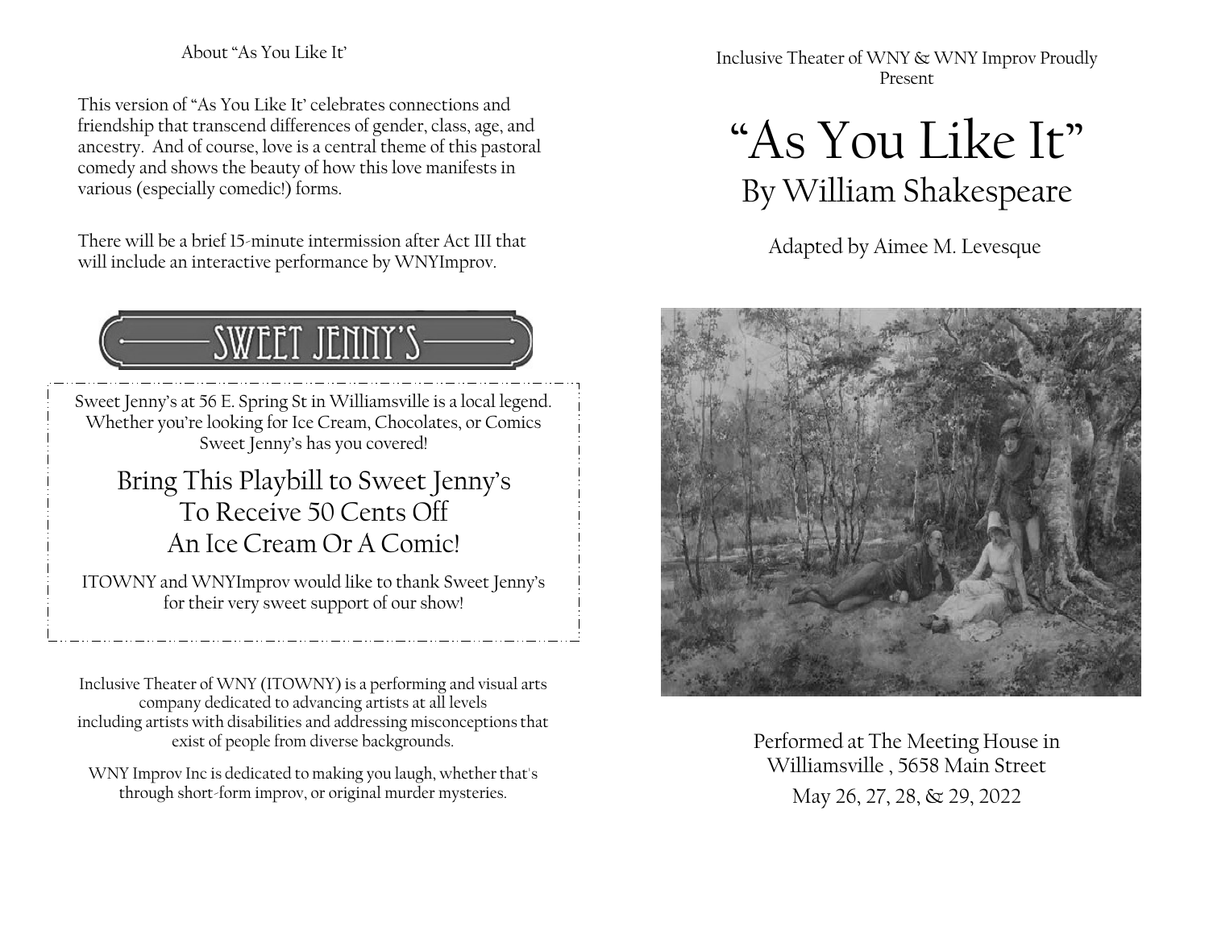About "As You Like It'

This version of "As You Like It' celebrates connections and friendship that transcend differences of gender, class, age, and ancestry. And of course, love is a central theme of this pastoral comedy and shows the beauty of how this love manifests in various (especially comedic!) forms.

There will be a brief 15-minute intermission after Act III that will include an interactive performance by WNYImprov.

SWEET JENNY'S

Sweet Jenny's at 56 E. Spring St in Williamsville is a local legend. Whether you're looking for Ice Cream, Chocolates, or Comics Sweet Jenny's has you covered!

## Bring This Playbill to Sweet Jenny's To Receive 50 Cents Off An Ice Cream Or A Comic!

ITOWNY and WNYImprov would like to thank Sweet Jenny's for their very sweet support of our show!

Inclusive Theater of WNY (ITOWNY) is a performing and visual arts company dedicated to advancing artists at all levels including artists with disabilities and addressing misconceptions that exist of people from diverse backgrounds.

WNY Improv Inc is dedicated to making you laugh, whether that's through short-form improv, or original murder mysteries.

Inclusive Theater of WNY & WNY Improv Proudly Present

# "As You Like It"

## By William Shakespeare

Adapted by Aimee M. Levesque

Performed at The Meeting House in Williamsville , 5658 Main Street

May 26, 27, 28, & 29, 2022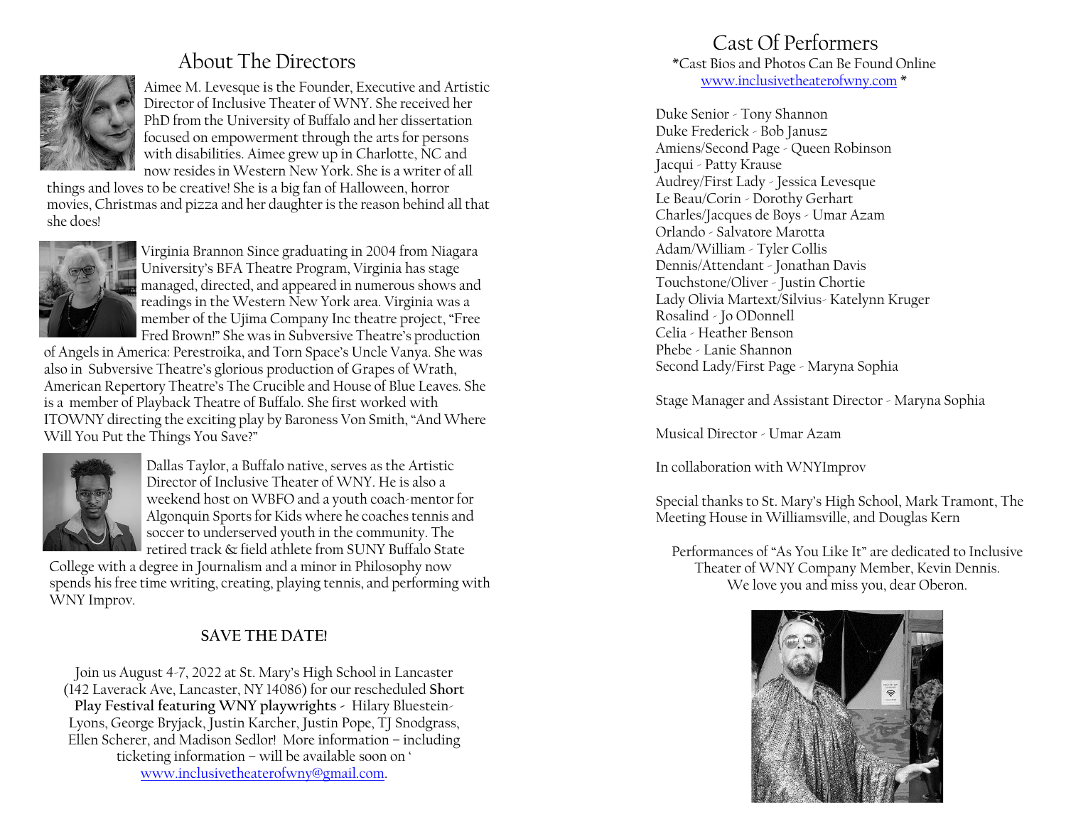## About The Directors

Aimee M. Levesque is the Founder, Executive and Artistic Director of Inclusive Theater of WNY. She received her PhD from the University of Buffalo and her dissertation focused on empowerment through the arts for persons with disabilities. Aimee grew up in Charlotte, NC and now resides in Western New York. She is a writer of all things and loves to be creative! She is a big fan of Halloween, horror movies, Christmas and pizza and her daughter is the reason behind all that she does!

Virginia Brannon Since graduating in 2004 from Niagara University's BFA Theatre Program, Virginia has stage managed, directed, and appeared in numerous shows and readings in the Western New York area. Virginia was a member of the Ujima Company Inc theatre project, "Free Fred Brown!" She was in Subversive Theatre's production of Angels in America: Perestroika, and Torn Space's Uncle Vanya. She was also in Subversive Theatre's glorious production of Grapes of Wrath, American Repertory Theatre's The Crucible and House of Blue Leaves. She is a member of Playback Theatre of Buffalo. She first worked with ITOWNY directing the exciting play by Baroness Von Smith, "And Where Will You Put the Things You Save?"

Dallas Taylor, a Buffalo native, serves as the Artistic Director of Inclusive Theater of WNY. He is also a weekend host on WBFO and a youth coach-mentor for Algonquin Sports for Kids where he coaches tennis and soccer to underserved youth in the community. The retired track & field athlete from SUNY Buffalo State College with a degree in Journalism and a minor in Philosophy now spends his free time writing, creating, playing tennis, and performing with WNY Improv.

**SAVE THE DATE!**

Join us August 4-7, 2022 at St. Mary's High School in Lancaster (142 Laverack Ave, Lancaster, NY 14086) for our rescheduled **Short Play Festival featuring WNY playwrights** - Hilary Bluestein-Lyons, George Bryjack, Justin Karcher, Justin Pope, TJ Snodgrass, Ellen Scherer, and Madison Sedlor! More information – including ticketing information – will be available soon on ' www.inclusivetheaterofwny@gmail.com.

## Cast Of Performers

*Cast Bios and Photos Can Be Found Online www.inclusivetheaterofwny.com *

Duke Senior - Tony Shannon
Duke Frederick - Bob Janusz
Amiens/Second Page - Queen Robinson
Jacqui - Patty Krause
Audrey/First Lady - Jessica Levesque
Le Beau/Corin - Dorothy Gerhart
Charles/Jacques de Boys - Umar Azam
Orlando - Salvatore Marotta
Adam/William - Tyler Collis
Dennis/Attendant - Jonathan Davis
Touchstone/Oliver - Justin Chortie
Lady Olivia Martext/Silvius- Katelynn Kruger
Rosalind - Jo ODonnell
Celia - Heather Benson
Phebe - Lanie Shannon
Second Lady/First Page - Maryna Sophia

Stage Manager and Assistant Director - Maryna Sophia

Musical Director - Umar Azam

In collaboration with WNYImprov

Special thanks to St. Mary's High School, Mark Tramont, The Meeting House in Williamsville, and Douglas Kern

Performances of "As You Like It" are dedicated to Inclusive Theater of WNY Company Member, Kevin Dennis. We love you and miss you, dear Oberon.